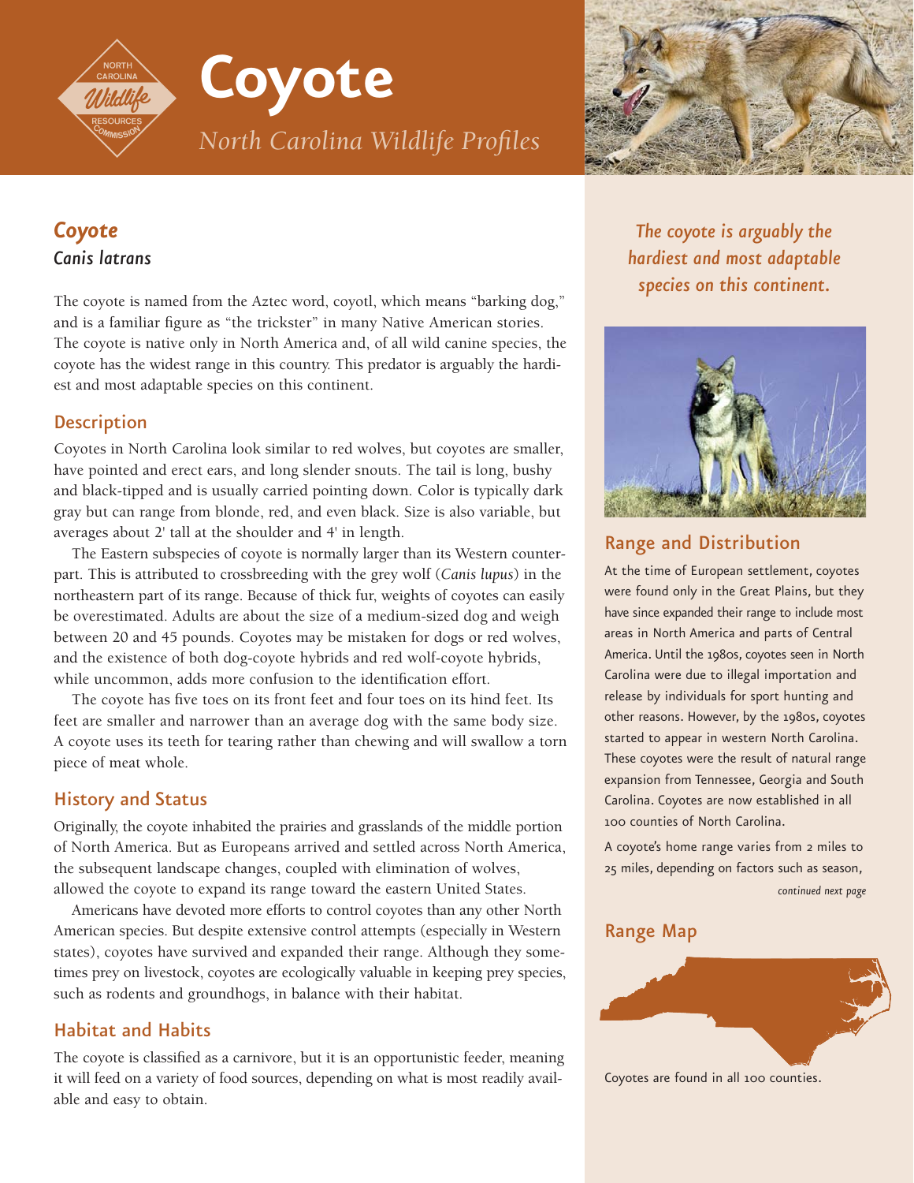# Coyote

*North Carolina Wildlife Profiles*

## *Coyote*

### *Canis latrans*

The coyote is named from the Aztec word, coyotl, which means "barking dog," and is a familiar figure as "the trickster" in many Native American stories. The coyote is native only in North America and, of all wild canine species, the coyote has the widest range in this country. This predator is arguably the hardiest and most adaptable species on this continent.

*The coyote is arguably the hardiest and most adaptable species on this continent.*

### Description

Coyotes in North Carolina look similar to red wolves, but coyotes are smaller, have pointed and erect ears, and long slender snouts. The tail is long, bushy and black-tipped and is usually carried pointing down. Color is typically dark gray but can range from blonde, red, and even black. Size is also variable, but averages about 2' tall at the shoulder and 4' in length.

The Eastern subspecies of coyote is normally larger than its Western counterpart. This is attributed to crossbreeding with the grey wolf (*Canis lupus*) in the northeastern part of its range. Because of thick fur, weights of coyotes can easily be overestimated. Adults are about the size of a medium-sized dog and weigh between 20 and 45 pounds. Coyotes may be mistaken for dogs or red wolves, and the existence of both dog-coyote hybrids and red wolf-coyote hybrids, while uncommon, adds more confusion to the identification effort.

The coyote has five toes on its front feet and four toes on its hind feet. Its feet are smaller and narrower than an average dog with the same body size. A coyote uses its teeth for tearing rather than chewing and will swallow a torn piece of meat whole.

### History and Status

Originally, the coyote inhabited the prairies and grasslands of the middle portion of North America. But as Europeans arrived and settled across North America, the subsequent landscape changes, coupled with elimination of wolves, allowed the coyote to expand its range toward the eastern United States.

Americans have devoted more efforts to control coyotes than any other North American species. But despite extensive control attempts (especially in Western states), coyotes have survived and expanded their range. Although they sometimes prey on livestock, coyotes are ecologically valuable in keeping prey species, such as rodents and groundhogs, in balance with their habitat.

### Habitat and Habits

The coyote is classified as a carnivore, but it is an opportunistic feeder, meaning it will feed on a variety of food sources, depending on what is most readily available and easy to obtain.

### Range and Distribution

At the time of European settlement, coyotes were found only in the Great Plains, but they have since expanded their range to include most areas in North America and parts of Central America. Until the 1980s, coyotes seen in North Carolina were due to illegal importation and release by individuals for sport hunting and other reasons. However, by the 1980s, coyotes started to appear in western North Carolina. These coyotes were the result of natural range expansion from Tennessee, Georgia and South Carolina. Coyotes are now established in all 100 counties of North Carolina.

A coyote's home range varies from 2 miles to 25 miles, depending on factors such as season,

*continued next page*

### Range Map

Coyotes are found in all 100 counties.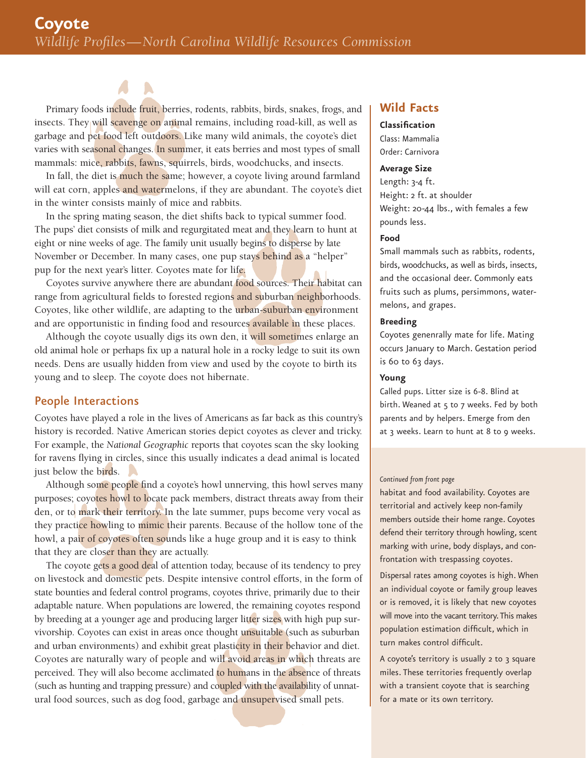Primary foods include fruit, berries, rodents, rabbits, birds, snakes, frogs, and insects. They will scavenge on animal remains, including road-kill, as well as garbage and pet food left outdoors. Like many wild animals, the coyote's diet varies with seasonal changes. In summer, it eats berries and most types of small mammals: mice, rabbits, fawns, squirrels, birds, woodchucks, and insects.

In fall, the diet is much the same; however, a coyote living around farmland will eat corn, apples and watermelons, if they are abundant. The coyote's diet in the winter consists mainly of mice and rabbits.

In the spring mating season, the diet shifts back to typical summer food. The pups' diet consists of milk and regurgitated meat and they learn to hunt at eight or nine weeks of age. The family unit usually begins to disperse by late November or December. In many cases, one pup stays behind as a "helper" pup for the next year's litter. Coyotes mate for life.

Coyotes survive anywhere there are abundant food sources. Their habitat can range from agricultural fields to forested regions and suburban neighborhoods. Coyotes, like other wildlife, are adapting to the urban-suburban environment and are opportunistic in finding food and resources available in these places.

Although the coyote usually digs its own den, it will sometimes enlarge an old animal hole or perhaps fix up a natural hole in a rocky ledge to suit its own needs. Dens are usually hidden from view and used by the coyote to birth its young and to sleep. The coyote does not hibernate.

## People Interactions

Coyotes have played a role in the lives of Americans as far back as this country's history is recorded. Native American stories depict coyotes as clever and tricky. For example, the *National Geographic* reports that coyotes scan the sky looking for ravens flying in circles, since this usually indicates a dead animal is located just below the birds.

Although some people find a coyote's howl unnerving, this howl serves many purposes; coyotes howl to locate pack members, distract threats away from their den, or to mark their territory. In the late summer, pups become very vocal as they practice howling to mimic their parents. Because of the hollow tone of the howl, a pair of coyotes often sounds like a huge group and it is easy to think that they are closer than they are actually.

The coyote gets a good deal of attention today, because of its tendency to prey on livestock and domestic pets. Despite intensive control efforts, in the form of state bounties and federal control programs, coyotes thrive, primarily due to their adaptable nature. When populations are lowered, the remaining coyotes respond by breeding at a younger age and producing larger litter sizes with high pup survivorship. Coyotes can exist in areas once thought unsuitable (such as suburban and urban environments) and exhibit great plasticity in their behavior and diet. Coyotes are naturally wary of people and will avoid areas in which threats are perceived. They will also become acclimated to humans in the absence of threats (such as hunting and trapping pressure) and coupled with the availability of unnatural food sources, such as dog food, garbage and unsupervised small pets.

## Wild Facts

**Classification**

Class: Mammalia
Order: Carnivora

**Average Size**

Length: 3-4 ft.
Height: 2 ft. at shoulder
Weight: 20-44 lbs., with females a few pounds less.

**Food**

Small mammals such as rabbits, rodents, birds, woodchucks, as well as birds, insects, and the occasional deer. Commonly eats fruits such as plums, persimmons, watermelons, and grapes.

**Breeding**

Coyotes genenrally mate for life. Mating occurs January to March. Gestation period is 60 to 63 days.

**Young**

Called pups. Litter size is 6-8. Blind at birth. Weaned at 5 to 7 weeks. Fed by both parents and by helpers. Emerge from den at 3 weeks. Learn to hunt at 8 to 9 weeks.

*Continued from front page*

habitat and food availability. Coyotes are territorial and actively keep non-family members outside their home range. Coyotes defend their territory through howling, scent marking with urine, body displays, and confrontation with trespassing coyotes.

Dispersal rates among coyotes is high. When an individual coyote or family group leaves or is removed, it is likely that new coyotes will move into the vacant territory. This makes population estimation difficult, which in turn makes control difficult.

A coyote's territory is usually 2 to 3 square miles. These territories frequently overlap with a transient coyote that is searching for a mate or its own territory.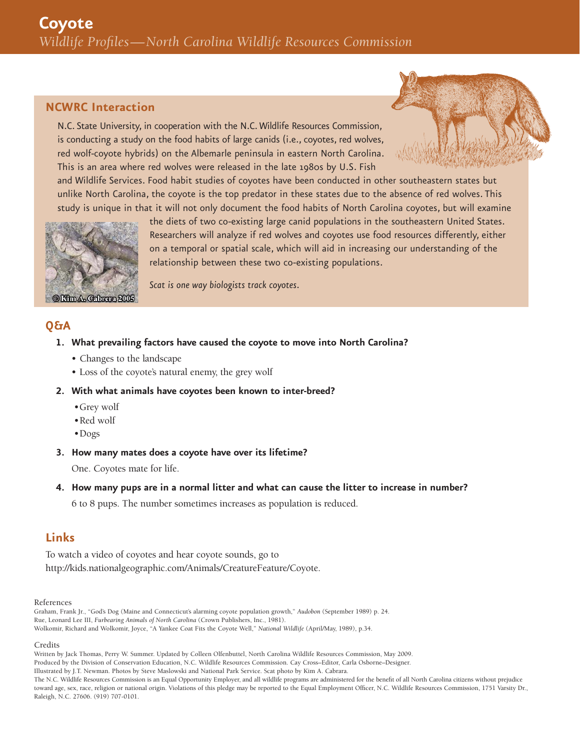# Coyote

*Wildlife Profiles—North Carolina Wildlife Resources Commission*

## NCWRC Interaction

N.C. State University, in cooperation with the N.C. Wildlife Resources Commission, is conducting a study on the food habits of large canids (i.e., coyotes, red wolves, red wolf-coyote hybrids) on the Albemarle peninsula in eastern North Carolina. This is an area where red wolves were released in the late 1980s by U.S. Fish and Wildlife Services. Food habit studies of coyotes have been conducted in other southeastern states but unlike North Carolina, the coyote is the top predator in these states due to the absence of red wolves. This study is unique in that it will not only document the food habits of North Carolina coyotes, but will examine the diets of two co-existing large canid populations in the southeastern United States. Researchers will analyze if red wolves and coyotes use food resources differently, either on a temporal or spatial scale, which will aid in increasing our understanding of the relationship between these two co-existing populations.

© Kim A. Cabrera 2005

*Scat is one way biologists track coyotes.*

## Q&A

1. **What prevailing factors have caused the coyote to move into North Carolina?**
   - Changes to the landscape
   - Loss of the coyote's natural enemy, the grey wolf
2. **With what animals have coyotes been known to inter-breed?**
   - Grey wolf
   - Red wolf
   - Dogs
3. **How many mates does a coyote have over its lifetime?**

   One. Coyotes mate for life.
4. **How many pups are in a normal litter and what can cause the litter to increase in number?**

   6 to 8 pups. The number sometimes increases as population is reduced.

## Links

To watch a video of coyotes and hear coyote sounds, go to http://kids.nationalgeographic.com/Animals/CreatureFeature/Coyote.

References

Graham, Frank Jr., "God's Dog (Maine and Connecticut's alarming coyote population growth," *Audobon* (September 1989) p. 24.
Rue, Leonard Lee III, *Furbearing Animals of North Carolina* (Crown Publishers, Inc., 1981).
Wolkomir, Richard and Wolkomir, Joyce, "A Yankee Coat Fits the Coyote Well," *National Wildlife* (April/May, 1989), p.34.

Credits

Written by Jack Thomas, Perry W. Summer. Updated by Colleen Olfenbuttel, North Carolina Wildlife Resources Commission, May 2009.
Produced by the Division of Conservation Education, N.C. Wildlife Resources Commission. Cay Cross–Editor, Carla Osborne–Designer.
Illustrated by J.T. Newman. Photos by Steve Maslowski and National Park Service. Scat photo by Kim A. Cabrara.
The N.C. Wildlife Resources Commission is an Equal Opportunity Employer, and all wildlife programs are administered for the benefit of all North Carolina citizens without prejudice toward age, sex, race, religion or national origin. Violations of this pledge may be reported to the Equal Employment Officer, N.C. Wildlife Resources Commission, 1751 Varsity Dr., Raleigh, N.C. 27606. (919) 707-0101.